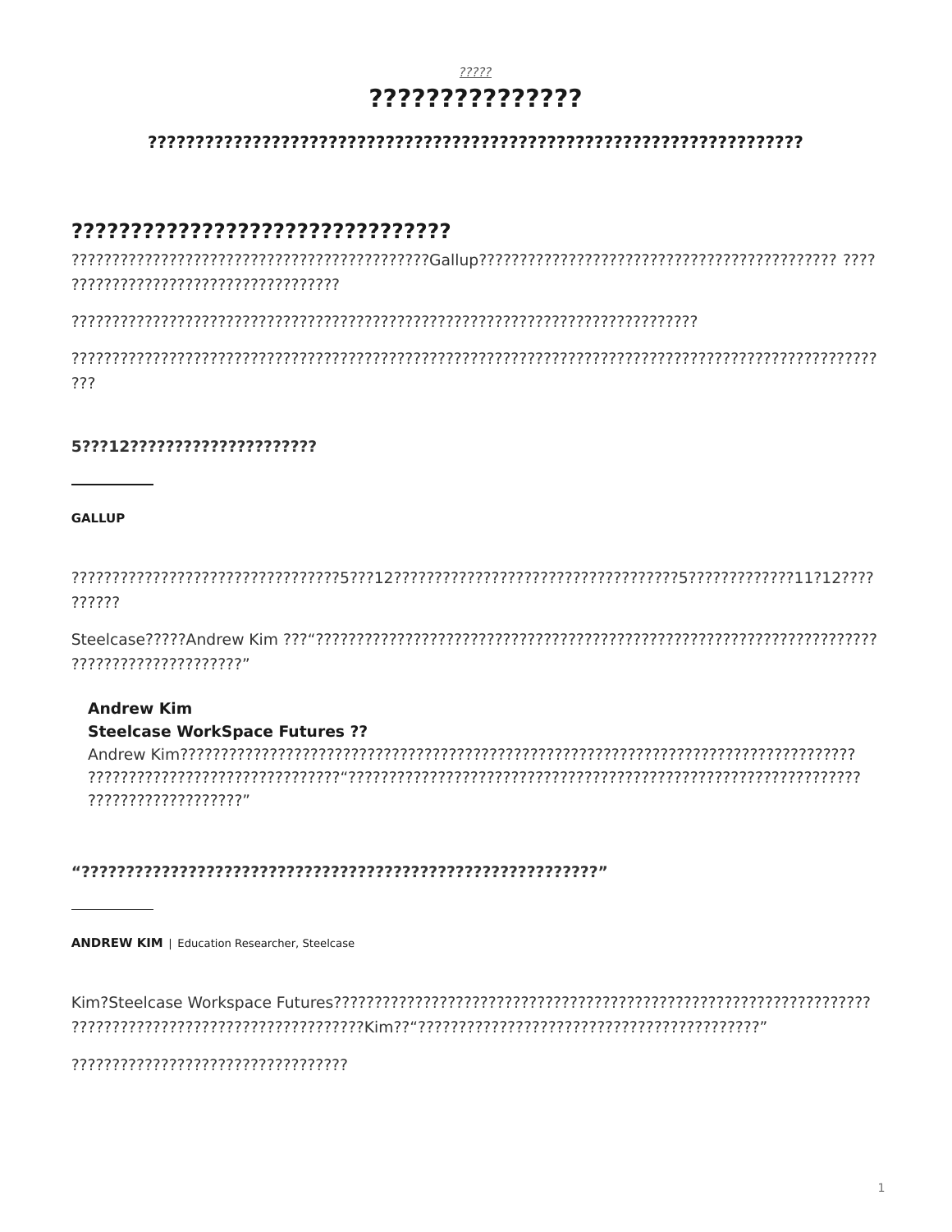?????

# ???????????????

### ??????????????????????????????????????????????????????????????????????

## ?????????????????????????????????

?????????????????????????????????????????????Gallup????????????????????????????????????????????? ???? ?????????????????????????????????

?????????????????????????????????????????????????????????????????????????????

???????????????????????????????????????????????????????????????????????????????????????????????????? ???

**5???12??????????????????????**

**GALLUP**

???????????????????????????????????5???12????????????????????????????????????????5?????????????11?12???? ??????

Steelcase?????Andrew Kim ???“?????????????????????????????????????????????????????????????????????????? ????????????????????”

**Andrew Kim**
**Steelcase WorkSpace Futures ??**
Andrew Kim????????????????????????????????????????????????????????????????????????????????? ??????????????????????????????“??????????????????????????????????????????????????????????????????? ??????????????????”

**“?????????????????????????????????????????????????????????????”**

**ANDREW KIM** | Education Researcher, Steelcase

Kim?Steelcase Workspace Futures????????????????????????????????????????????????????????????????????? ????????????????????????????????????Kim??“???????????????????????????????????????????”

??????????????????????????????????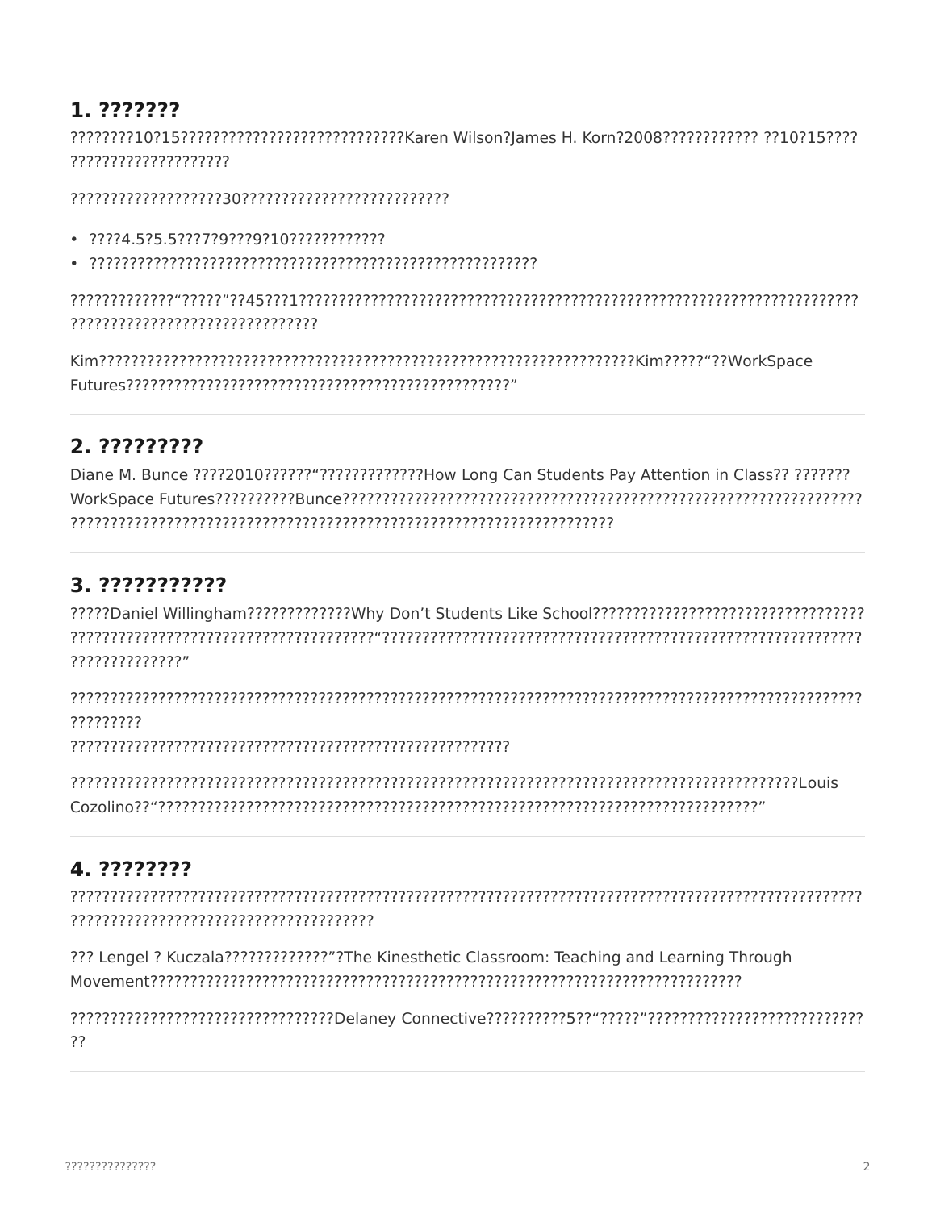## 1. ???????

????????10?15????????????????????????????Karen Wilson?James H. Korn?2008???????????? ??10?15???? ???????????????????

???????????????????30??????????????????????????

- ????4.5?5.5????7?9???9?10????????????
- ??????????????????????????????????????????????????????

?????????????“?????”??45???1?????????????????????????????????????????????????????????????????????? ??????????????????????????????

Kim????????????????????????????????????????????????????????????????Kim?????“??WorkSpace Futures???????????????????????????????????????????????”

## 2. ?????????

Diane M. Bunce ????2010??????“?????????????How Long Can Students Pay Attention in Class?? ??????? WorkSpace Futures??????????Bunce???????????????????????????????????????????????????????????????????? ?????????????????????????????????????????????????????????????????

## 3. ???????????

?????Daniel Willingham?????????????Why Don’t Students Like School?????????????????????????????????? ??????????????????????????????????????“????????????????????????????????????????????????????????????? ??????????????”

????????????????????????????????????????????????????????????????????????????????????????????????? ?????????
????????????????????????????????????????????????????????

?????????????????????????????????????????????????????????????????????????????????????????Louis Cozolino??“??????????????????????????????????????????????????????????????????????????”

## 4. ????????

????????????????????????????????????????????????????????????????????????????????????????????????? ??????????????????????????????????????

??? Lengel ? Kuczala?????????????”?The Kinesthetic Classroom: Teaching and Learning Through Movement??????????????????????????????????????????????????????????????????????????

?????????????????????????????????Delaney Connective??????????5??“?????”??????????????????????????? ??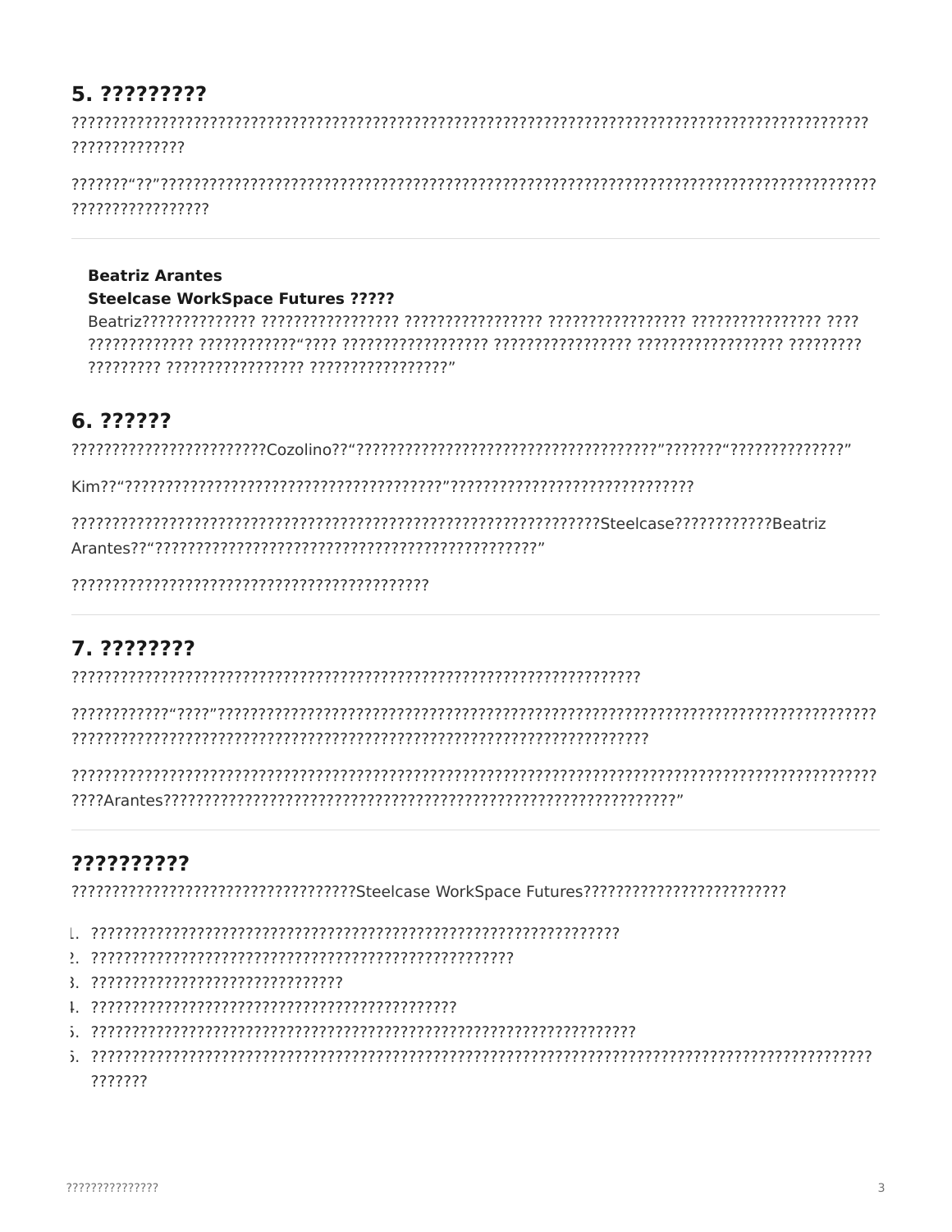## 5. ?????????

?????????????????????????????????????????????????????????????????????????????????????????????????????????????????

???????“??”??????????????????????????????????????????????????????????????????????????????????????????????????????????

---

**Beatriz Arantes**
**Steelcase WorkSpace Futures ?????**
Beatriz?????????????? ????????????????? ????????????????? ????????????????? ???????????????? ???? ????????????? ????????????“???? ?????????????????? ????????????????? ?????????????????? ????????? ????????? ????????????????? ?????????????????”

## 6. ??????

???????????????????????Cozolino??“??????????????????????????????????????”???????“??????????????”

Kim??“???????????????????????????????????????”?????????????????????????????

??????????????????????????????????????????????????????????????????Steelcase????????????Beatriz Arantes??“??????????????????????????????????????????????”

?????????????????????????????????????????????

---

## 7. ????????

?????????????????????????????????????????????????????????????????????????

????????????“????”???????????????????????????????????????????????????????????????????????????????????????????????????????????????????????????????????????????????????????????????

?????????????????????????????????????????????????????????????????????????????????????????????????????Arantes????????????????????????????????????????????????????????????????????”

---

## ??????????

????????????????????????????????????Steelcase WorkSpace Futures?????????????????????????

1. ?????????????????????????????????????????????????????????????????????
2. ?????????????????????????????????????????????????????
3. ????????????????????????????????
4. ?????????????????????????????????????????????????
5. ????????????????????????????????????????????????????????????????????????
6. ???????????????????????????????????????????????????????????????????????????????????????????????????????????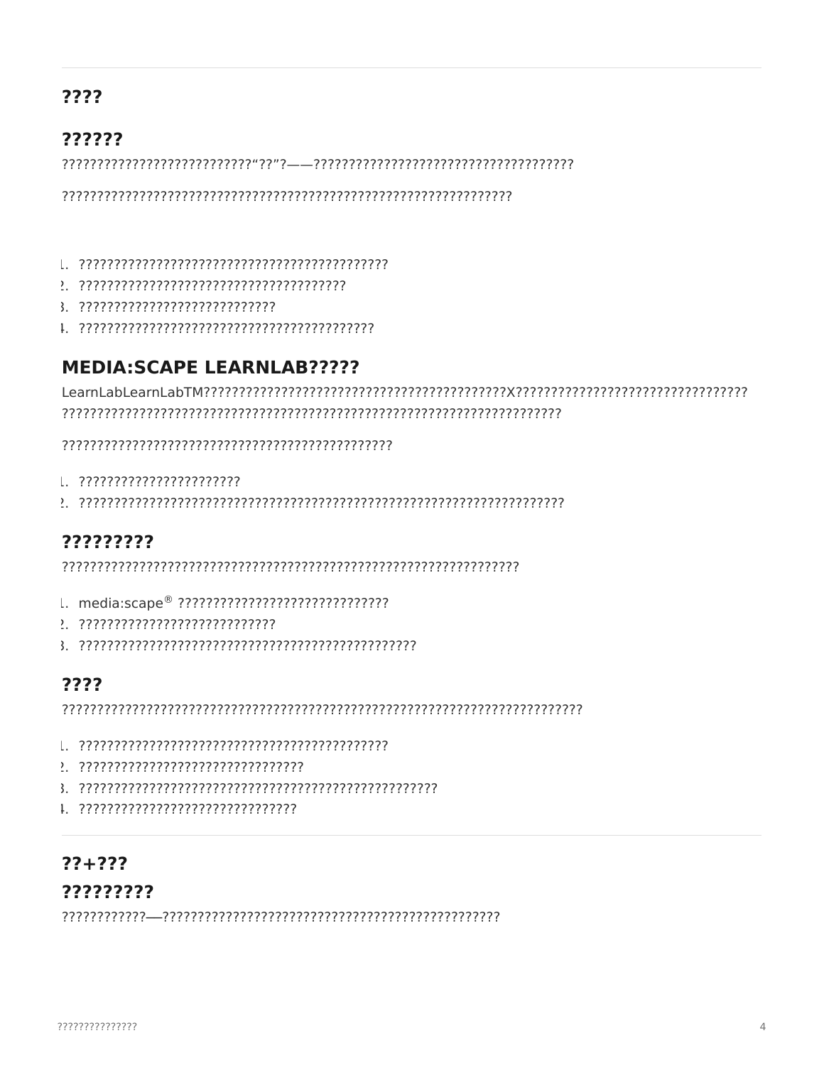## ????

### ??????

???????????????????????????“??”?——?????????????????????????????????????

?????????????????????????????????????????????????????????????????

1. ?????????????????????????????????????????????
2. ???????????????????????????????????????
3. ?????????????????????????????
4. ???????????????????????????????????????????

### MEDIA:SCAPE LEARNLAB?????

LearnLabLearnLabTM????????????????????????????????????????????X?????????????????????????????????? ????????????????????????????????????????????????????????????????????????

????????????????????????????????????????????????

1. ????????????????????????
2. ???????????????????????????????????????????????????????????????????????

### ?????????

??????????????????????????????????????????????????????????????????

1. media:scape® ??????????????????????????????
2. ????????????????????????????
3. ?????????????????????????????????????????????????

### ????

???????????????????????????????????????????????????????????????????????????

1. ?????????????????????????????????????????????
2. ?????????????????????????????????
3. ????????????????????????????????????????????????????
4. ????????????????????????????????

## ??+???

### ?????????

????????????——?????????????????????????????????????????????????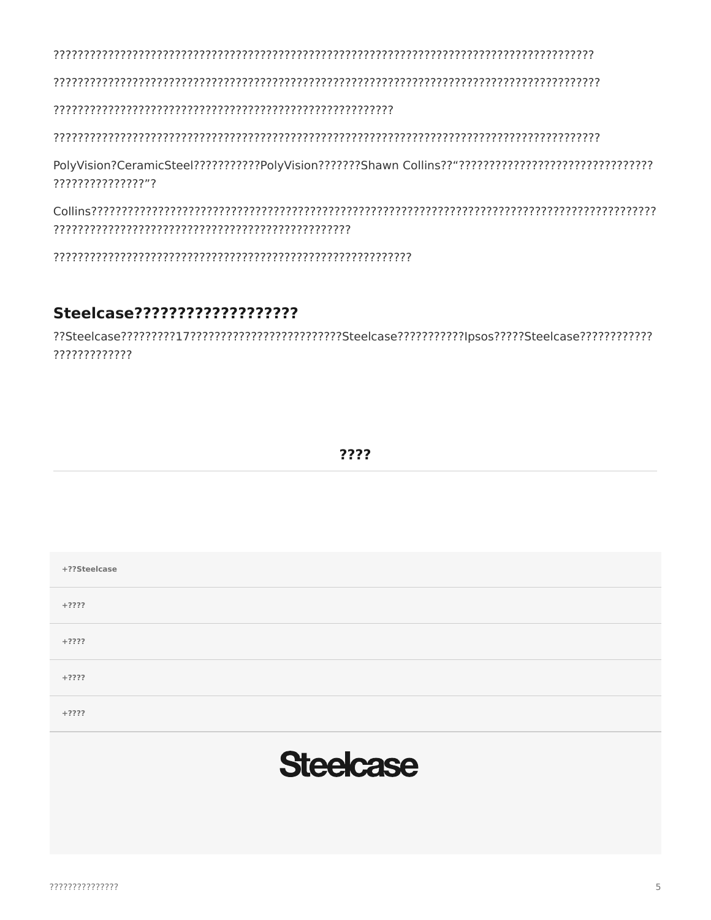??????????????????????????????????????????????????????????????????????????????????????

??????????????????????????????????????????????????????????????????????????????????????

?????????????????????????????????????????????????????

??????????????????????????????????????????????????????????????????????????????????????

PolyVision?CeramicSteel???????????PolyVision???????Shawn Collins??“???????????????????????????????????????????????”?

Collins?????????????????????????????????????????????????????????????????????????????????????????????????????????????????????????????????????????

????????????????????????????????????????????????????????

## Steelcase??????????????????

??Steelcase?????????17???????????????????????????Steelcase???????????Ipsos?????Steelcase?????????????????????????

**????**

+??Steelcase

+????

+????

+????

+????

Steelcase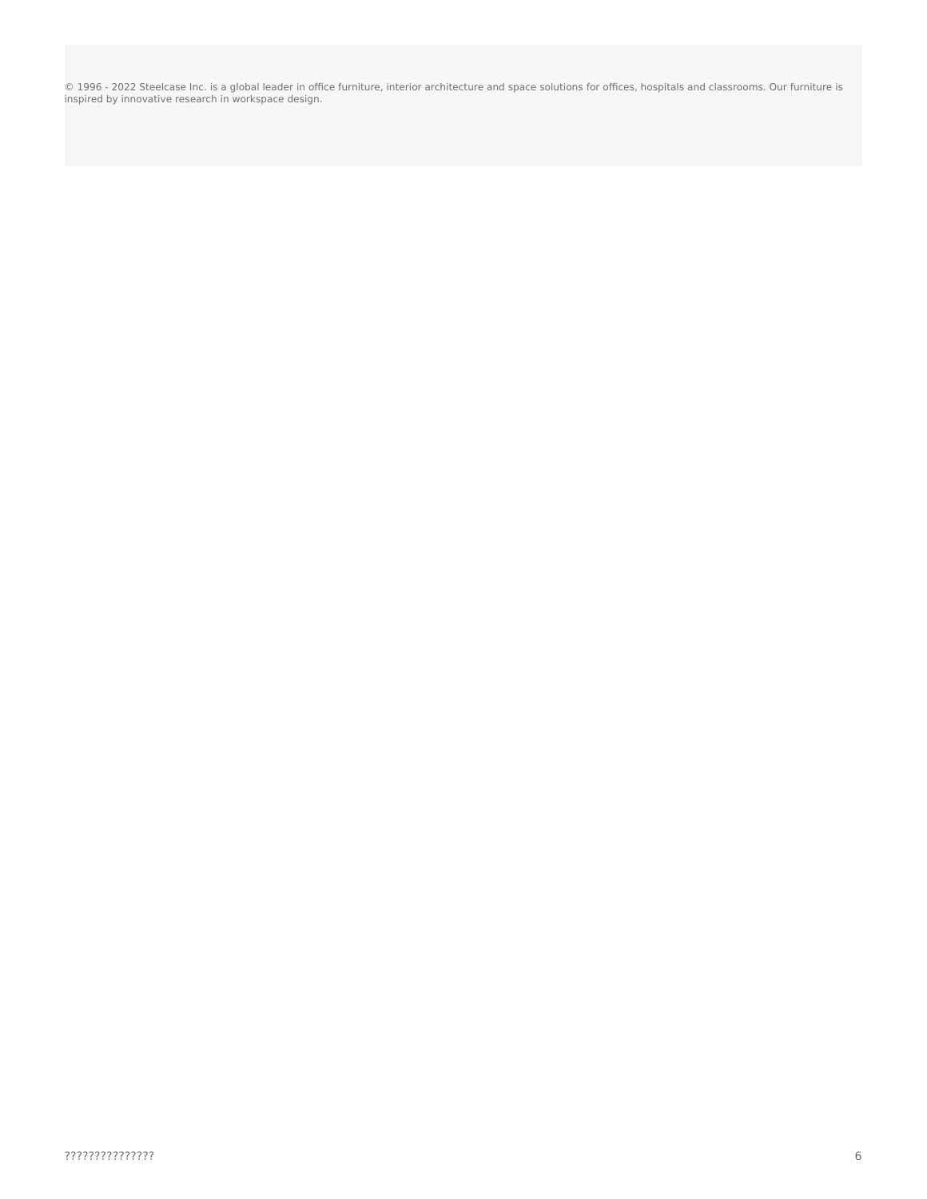© 1996 - 2022 Steelcase Inc. is a global leader in office furniture, interior architecture and space solutions for offices, hospitals and classrooms. Our furniture is inspired by innovative research in workspace design.